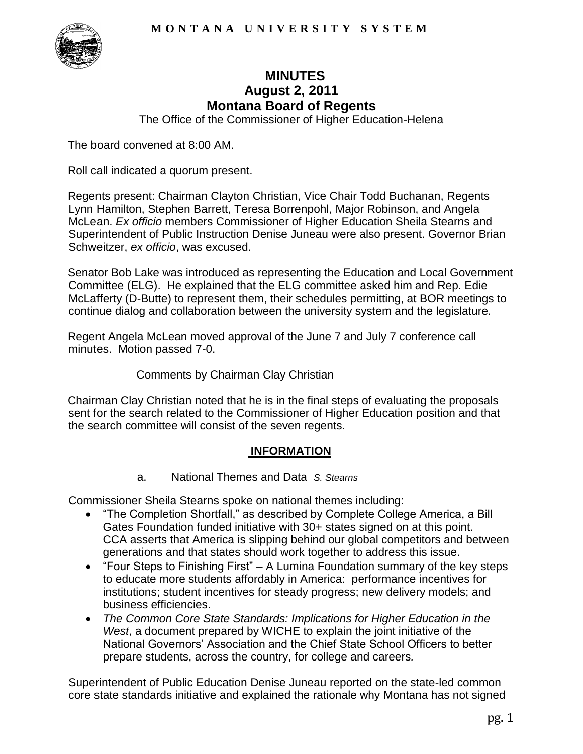# MINUTES
## August 2, 2011
## Montana Board of Regents

The Office of the Commissioner of Higher Education-Helena

The board convened at 8:00 AM.

Roll call indicated a quorum present.

Regents present: Chairman Clayton Christian, Vice Chair Todd Buchanan, Regents Lynn Hamilton, Stephen Barrett, Teresa Borrenpohl, Major Robinson, and Angela McLean. *Ex officio* members Commissioner of Higher Education Sheila Stearns and Superintendent of Public Instruction Denise Juneau were also present. Governor Brian Schweitzer, *ex officio*, was excused.

Senator Bob Lake was introduced as representing the Education and Local Government Committee (ELG). He explained that the ELG committee asked him and Rep. Edie McLafferty (D-Butte) to represent them, their schedules permitting, at BOR meetings to continue dialog and collaboration between the university system and the legislature.

Regent Angela McLean moved approval of the June 7 and July 7 conference call minutes. Motion passed 7-0.

Comments by Chairman Clay Christian

Chairman Clay Christian noted that he is in the final steps of evaluating the proposals sent for the search related to the Commissioner of Higher Education position and that the search committee will consist of the seven regents.

**INFORMATION**

a. National Themes and Data *S. Stearns*

Commissioner Sheila Stearns spoke on national themes including:

- "The Completion Shortfall," as described by Complete College America, a Bill Gates Foundation funded initiative with 30+ states signed on at this point. CCA asserts that America is slipping behind our global competitors and between generations and that states should work together to address this issue.
- "Four Steps to Finishing First" – A Lumina Foundation summary of the key steps to educate more students affordably in America: performance incentives for institutions; student incentives for steady progress; new delivery models; and business efficiencies.
- *The Common Core State Standards: Implications for Higher Education in the West*, a document prepared by WICHE to explain the joint initiative of the National Governors' Association and the Chief State School Officers to better prepare students, across the country, for college and careers.

Superintendent of Public Education Denise Juneau reported on the state-led common core state standards initiative and explained the rationale why Montana has not signed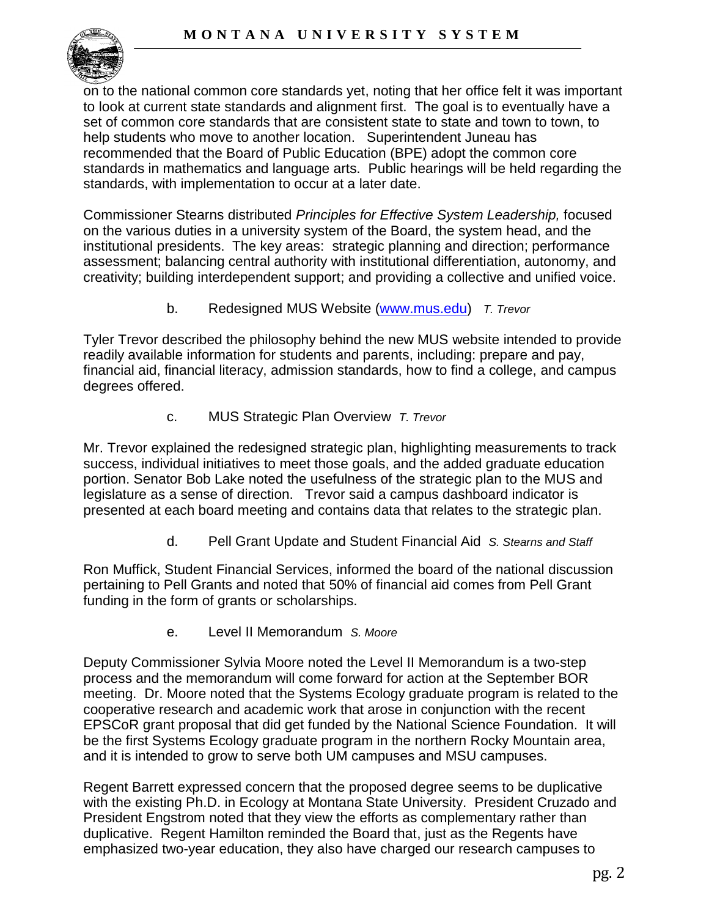on to the national common core standards yet, noting that her office felt it was important to look at current state standards and alignment first. The goal is to eventually have a set of common core standards that are consistent state to state and town to town, to help students who move to another location. Superintendent Juneau has recommended that the Board of Public Education (BPE) adopt the common core standards in mathematics and language arts. Public hearings will be held regarding the standards, with implementation to occur at a later date.

Commissioner Stearns distributed *Principles for Effective System Leadership,* focused on the various duties in a university system of the Board, the system head, and the institutional presidents. The key areas: strategic planning and direction; performance assessment; balancing central authority with institutional differentiation, autonomy, and creativity; building interdependent support; and providing a collective and unified voice.

b. Redesigned MUS Website (www.mus.edu) *T. Trevor*

Tyler Trevor described the philosophy behind the new MUS website intended to provide readily available information for students and parents, including: prepare and pay, financial aid, financial literacy, admission standards, how to find a college, and campus degrees offered.

c. MUS Strategic Plan Overview *T. Trevor*

Mr. Trevor explained the redesigned strategic plan, highlighting measurements to track success, individual initiatives to meet those goals, and the added graduate education portion. Senator Bob Lake noted the usefulness of the strategic plan to the MUS and legislature as a sense of direction. Trevor said a campus dashboard indicator is presented at each board meeting and contains data that relates to the strategic plan.

d. Pell Grant Update and Student Financial Aid *S. Stearns and Staff*

Ron Muffick, Student Financial Services, informed the board of the national discussion pertaining to Pell Grants and noted that 50% of financial aid comes from Pell Grant funding in the form of grants or scholarships.

e. Level II Memorandum *S. Moore*

Deputy Commissioner Sylvia Moore noted the Level II Memorandum is a two-step process and the memorandum will come forward for action at the September BOR meeting. Dr. Moore noted that the Systems Ecology graduate program is related to the cooperative research and academic work that arose in conjunction with the recent EPSCoR grant proposal that did get funded by the National Science Foundation. It will be the first Systems Ecology graduate program in the northern Rocky Mountain area, and it is intended to grow to serve both UM campuses and MSU campuses.

Regent Barrett expressed concern that the proposed degree seems to be duplicative with the existing Ph.D. in Ecology at Montana State University. President Cruzado and President Engstrom noted that they view the efforts as complementary rather than duplicative. Regent Hamilton reminded the Board that, just as the Regents have emphasized two-year education, they also have charged our research campuses to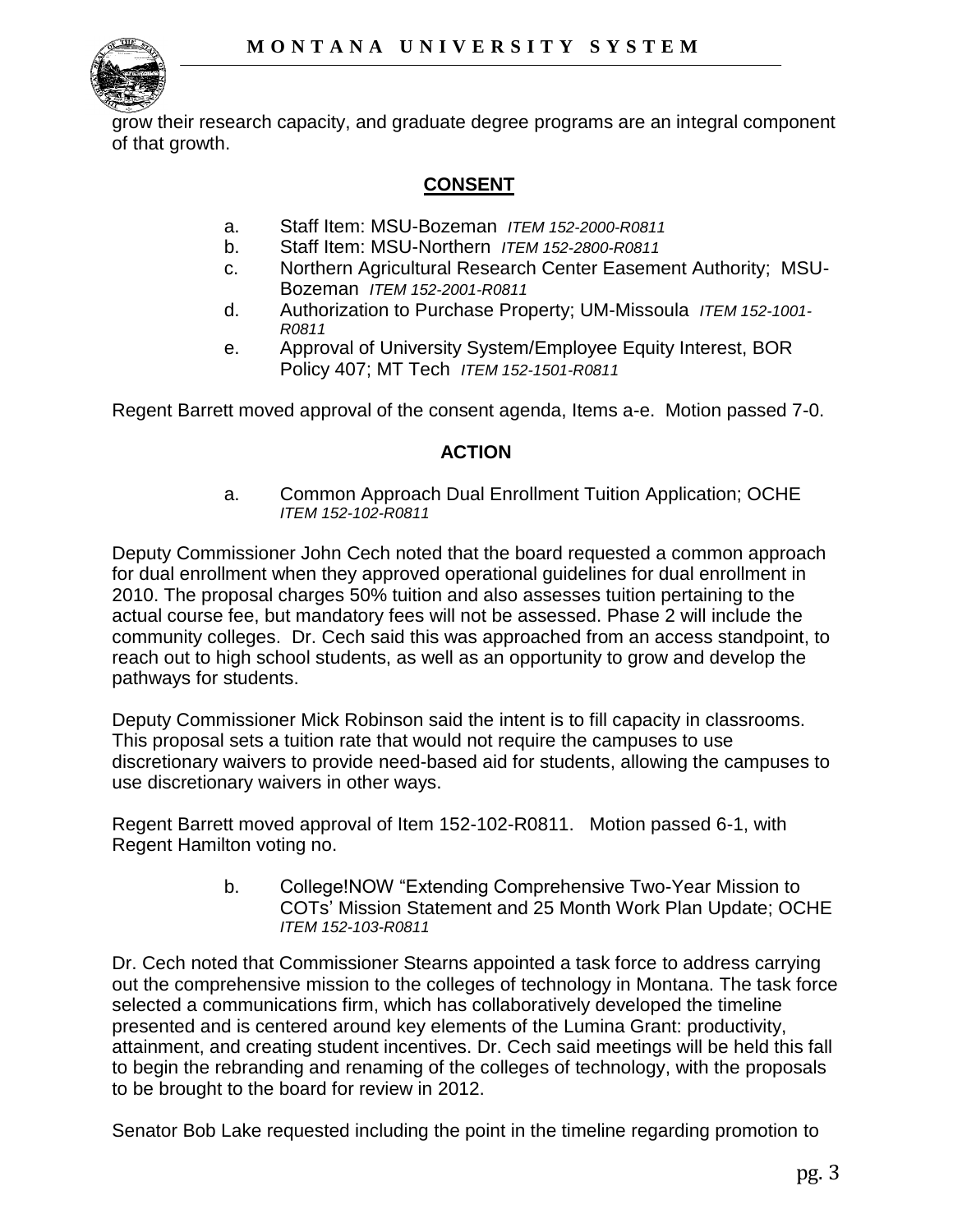grow their research capacity, and graduate degree programs are an integral component of that growth.

## CONSENT

a. Staff Item: MSU-Bozeman *ITEM 152-2000-R0811*
b. Staff Item: MSU-Northern *ITEM 152-2800-R0811*
c. Northern Agricultural Research Center Easement Authority; MSU-Bozeman *ITEM 152-2001-R0811*
d. Authorization to Purchase Property; UM-Missoula *ITEM 152-1001-R0811*
e. Approval of University System/Employee Equity Interest, BOR Policy 407; MT Tech *ITEM 152-1501-R0811*

Regent Barrett moved approval of the consent agenda, Items a-e. Motion passed 7-0.

## ACTION

a. Common Approach Dual Enrollment Tuition Application; OCHE *ITEM 152-102-R0811*

Deputy Commissioner John Cech noted that the board requested a common approach for dual enrollment when they approved operational guidelines for dual enrollment in 2010. The proposal charges 50% tuition and also assesses tuition pertaining to the actual course fee, but mandatory fees will not be assessed. Phase 2 will include the community colleges. Dr. Cech said this was approached from an access standpoint, to reach out to high school students, as well as an opportunity to grow and develop the pathways for students.

Deputy Commissioner Mick Robinson said the intent is to fill capacity in classrooms. This proposal sets a tuition rate that would not require the campuses to use discretionary waivers to provide need-based aid for students, allowing the campuses to use discretionary waivers in other ways.

Regent Barrett moved approval of Item 152-102-R0811. Motion passed 6-1, with Regent Hamilton voting no.

b. College!NOW "Extending Comprehensive Two-Year Mission to COTs' Mission Statement and 25 Month Work Plan Update; OCHE *ITEM 152-103-R0811*

Dr. Cech noted that Commissioner Stearns appointed a task force to address carrying out the comprehensive mission to the colleges of technology in Montana. The task force selected a communications firm, which has collaboratively developed the timeline presented and is centered around key elements of the Lumina Grant: productivity, attainment, and creating student incentives. Dr. Cech said meetings will be held this fall to begin the rebranding and renaming of the colleges of technology, with the proposals to be brought to the board for review in 2012.

Senator Bob Lake requested including the point in the timeline regarding promotion to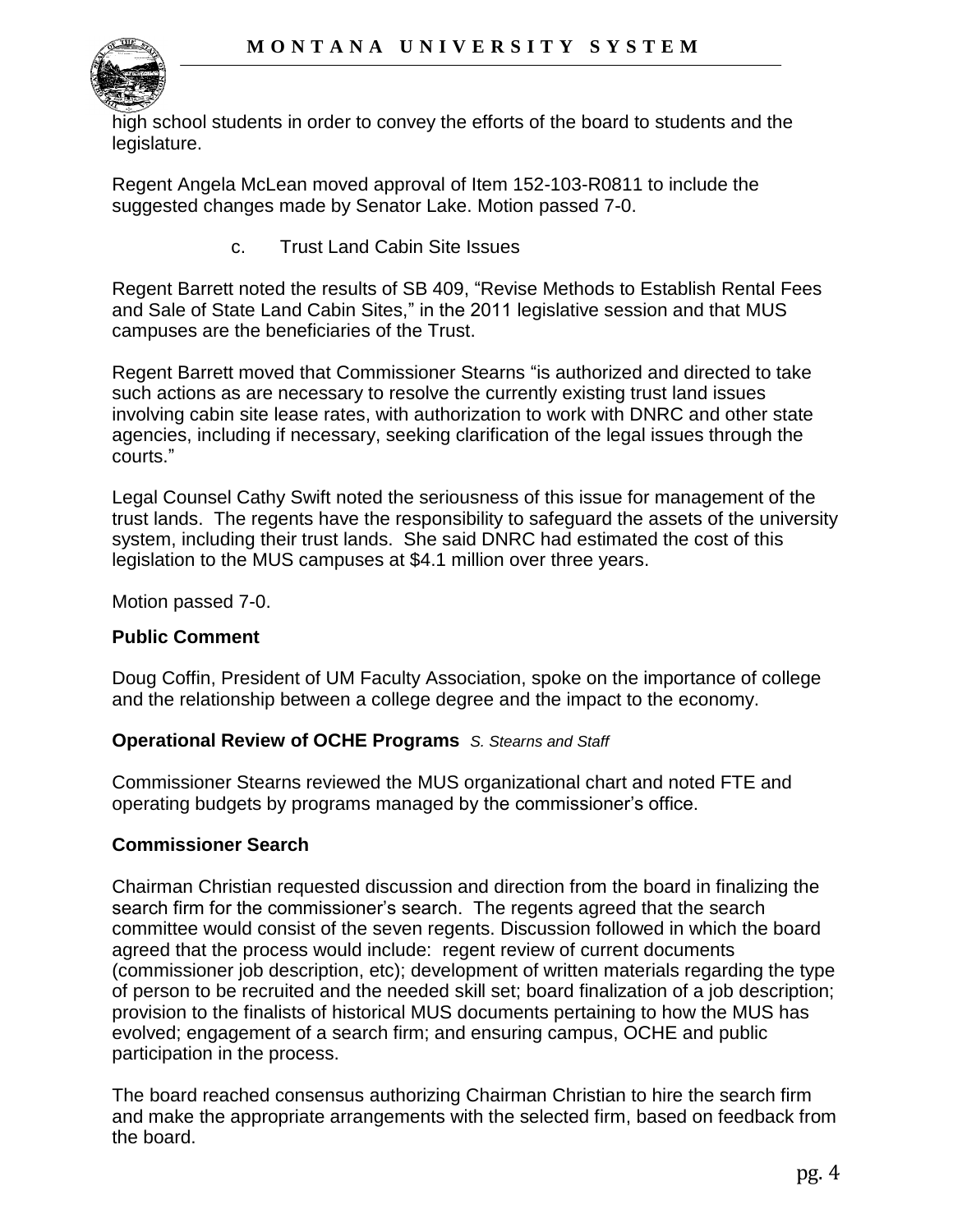high school students in order to convey the efforts of the board to students and the legislature.

Regent Angela McLean moved approval of Item 152-103-R0811 to include the suggested changes made by Senator Lake. Motion passed 7-0.

c. Trust Land Cabin Site Issues

Regent Barrett noted the results of SB 409, "Revise Methods to Establish Rental Fees and Sale of State Land Cabin Sites," in the 2011 legislative session and that MUS campuses are the beneficiaries of the Trust.

Regent Barrett moved that Commissioner Stearns "is authorized and directed to take such actions as are necessary to resolve the currently existing trust land issues involving cabin site lease rates, with authorization to work with DNRC and other state agencies, including if necessary, seeking clarification of the legal issues through the courts."

Legal Counsel Cathy Swift noted the seriousness of this issue for management of the trust lands. The regents have the responsibility to safeguard the assets of the university system, including their trust lands. She said DNRC had estimated the cost of this legislation to the MUS campuses at $4.1 million over three years.

Motion passed 7-0.

**Public Comment**

Doug Coffin, President of UM Faculty Association, spoke on the importance of college and the relationship between a college degree and the impact to the economy.

**Operational Review of OCHE Programs** *S. Stearns and Staff*

Commissioner Stearns reviewed the MUS organizational chart and noted FTE and operating budgets by programs managed by the commissioner's office.

**Commissioner Search**

Chairman Christian requested discussion and direction from the board in finalizing the search firm for the commissioner's search. The regents agreed that the search committee would consist of the seven regents. Discussion followed in which the board agreed that the process would include: regent review of current documents (commissioner job description, etc); development of written materials regarding the type of person to be recruited and the needed skill set; board finalization of a job description; provision to the finalists of historical MUS documents pertaining to how the MUS has evolved; engagement of a search firm; and ensuring campus, OCHE and public participation in the process.

The board reached consensus authorizing Chairman Christian to hire the search firm and make the appropriate arrangements with the selected firm, based on feedback from the board.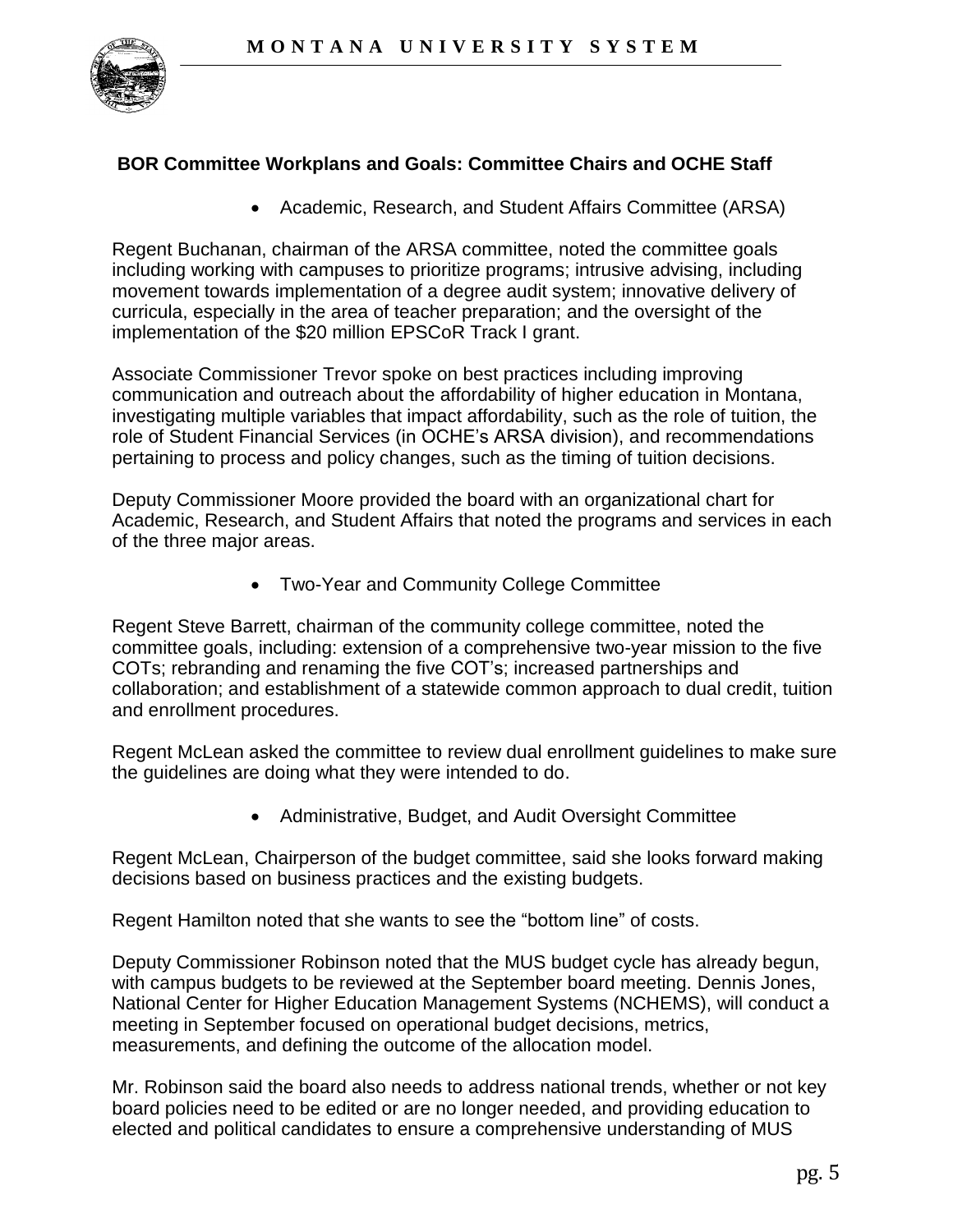**BOR Committee Workplans and Goals: Committee Chairs and OCHE Staff**

- Academic, Research, and Student Affairs Committee (ARSA)

Regent Buchanan, chairman of the ARSA committee, noted the committee goals including working with campuses to prioritize programs; intrusive advising, including movement towards implementation of a degree audit system; innovative delivery of curricula, especially in the area of teacher preparation; and the oversight of the implementation of the $20 million EPSCoR Track I grant.

Associate Commissioner Trevor spoke on best practices including improving communication and outreach about the affordability of higher education in Montana, investigating multiple variables that impact affordability, such as the role of tuition, the role of Student Financial Services (in OCHE's ARSA division), and recommendations pertaining to process and policy changes, such as the timing of tuition decisions.

Deputy Commissioner Moore provided the board with an organizational chart for Academic, Research, and Student Affairs that noted the programs and services in each of the three major areas.

- Two-Year and Community College Committee

Regent Steve Barrett, chairman of the community college committee, noted the committee goals, including: extension of a comprehensive two-year mission to the five COTs; rebranding and renaming the five COT's; increased partnerships and collaboration; and establishment of a statewide common approach to dual credit, tuition and enrollment procedures.

Regent McLean asked the committee to review dual enrollment guidelines to make sure the guidelines are doing what they were intended to do.

- Administrative, Budget, and Audit Oversight Committee

Regent McLean, Chairperson of the budget committee, said she looks forward making decisions based on business practices and the existing budgets.

Regent Hamilton noted that she wants to see the "bottom line" of costs.

Deputy Commissioner Robinson noted that the MUS budget cycle has already begun, with campus budgets to be reviewed at the September board meeting. Dennis Jones, National Center for Higher Education Management Systems (NCHEMS), will conduct a meeting in September focused on operational budget decisions, metrics, measurements, and defining the outcome of the allocation model.

Mr. Robinson said the board also needs to address national trends, whether or not key board policies need to be edited or are no longer needed, and providing education to elected and political candidates to ensure a comprehensive understanding of MUS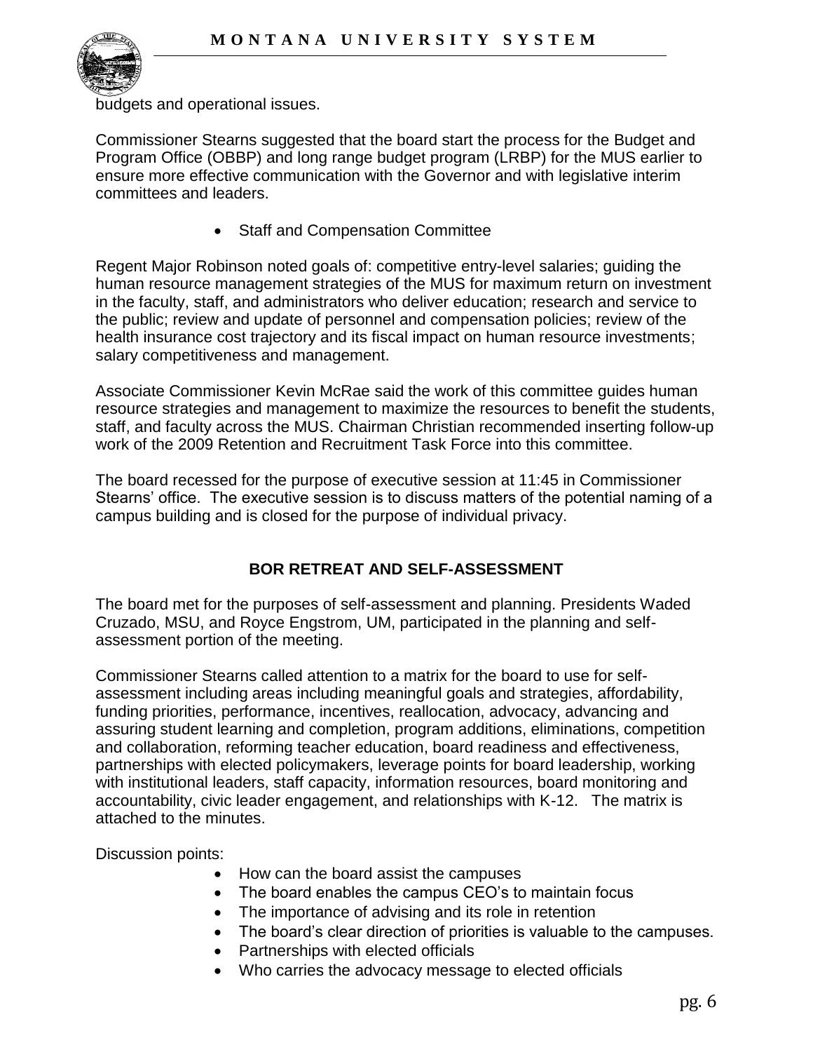budgets and operational issues.

Commissioner Stearns suggested that the board start the process for the Budget and Program Office (OBBP) and long range budget program (LRBP) for the MUS earlier to ensure more effective communication with the Governor and with legislative interim committees and leaders.

- Staff and Compensation Committee

Regent Major Robinson noted goals of: competitive entry-level salaries; guiding the human resource management strategies of the MUS for maximum return on investment in the faculty, staff, and administrators who deliver education; research and service to the public; review and update of personnel and compensation policies; review of the health insurance cost trajectory and its fiscal impact on human resource investments; salary competitiveness and management.

Associate Commissioner Kevin McRae said the work of this committee guides human resource strategies and management to maximize the resources to benefit the students, staff, and faculty across the MUS. Chairman Christian recommended inserting follow-up work of the 2009 Retention and Recruitment Task Force into this committee.

The board recessed for the purpose of executive session at 11:45 in Commissioner Stearns' office. The executive session is to discuss matters of the potential naming of a campus building and is closed for the purpose of individual privacy.

## BOR RETREAT AND SELF-ASSESSMENT

The board met for the purposes of self-assessment and planning. Presidents Waded Cruzado, MSU, and Royce Engstrom, UM, participated in the planning and self-assessment portion of the meeting.

Commissioner Stearns called attention to a matrix for the board to use for self-assessment including areas including meaningful goals and strategies, affordability, funding priorities, performance, incentives, reallocation, advocacy, advancing and assuring student learning and completion, program additions, eliminations, competition and collaboration, reforming teacher education, board readiness and effectiveness, partnerships with elected policymakers, leverage points for board leadership, working with institutional leaders, staff capacity, information resources, board monitoring and accountability, civic leader engagement, and relationships with K-12. The matrix is attached to the minutes.

Discussion points:

- How can the board assist the campuses
- The board enables the campus CEO's to maintain focus
- The importance of advising and its role in retention
- The board's clear direction of priorities is valuable to the campuses.
- Partnerships with elected officials
- Who carries the advocacy message to elected officials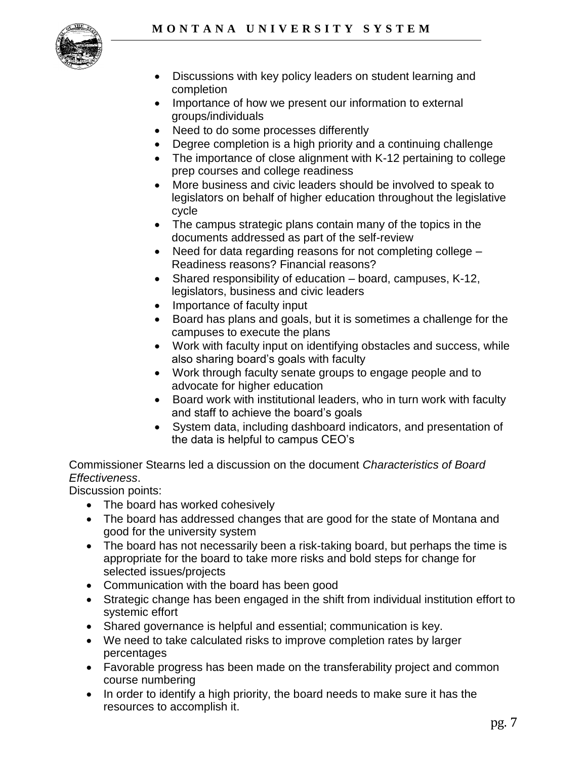- Discussions with key policy leaders on student learning and completion
- Importance of how we present our information to external groups/individuals
- Need to do some processes differently
- Degree completion is a high priority and a continuing challenge
- The importance of close alignment with K-12 pertaining to college prep courses and college readiness
- More business and civic leaders should be involved to speak to legislators on behalf of higher education throughout the legislative cycle
- The campus strategic plans contain many of the topics in the documents addressed as part of the self-review
- Need for data regarding reasons for not completing college – Readiness reasons? Financial reasons?
- Shared responsibility of education – board, campuses, K-12, legislators, business and civic leaders
- Importance of faculty input
- Board has plans and goals, but it is sometimes a challenge for the campuses to execute the plans
- Work with faculty input on identifying obstacles and success, while also sharing board's goals with faculty
- Work through faculty senate groups to engage people and to advocate for higher education
- Board work with institutional leaders, who in turn work with faculty and staff to achieve the board's goals
- System data, including dashboard indicators, and presentation of the data is helpful to campus CEO's

Commissioner Stearns led a discussion on the document *Characteristics of Board Effectiveness*.

Discussion points:

- The board has worked cohesively
- The board has addressed changes that are good for the state of Montana and good for the university system
- The board has not necessarily been a risk-taking board, but perhaps the time is appropriate for the board to take more risks and bold steps for change for selected issues/projects
- Communication with the board has been good
- Strategic change has been engaged in the shift from individual institution effort to systemic effort
- Shared governance is helpful and essential; communication is key.
- We need to take calculated risks to improve completion rates by larger percentages
- Favorable progress has been made on the transferability project and common course numbering
- In order to identify a high priority, the board needs to make sure it has the resources to accomplish it.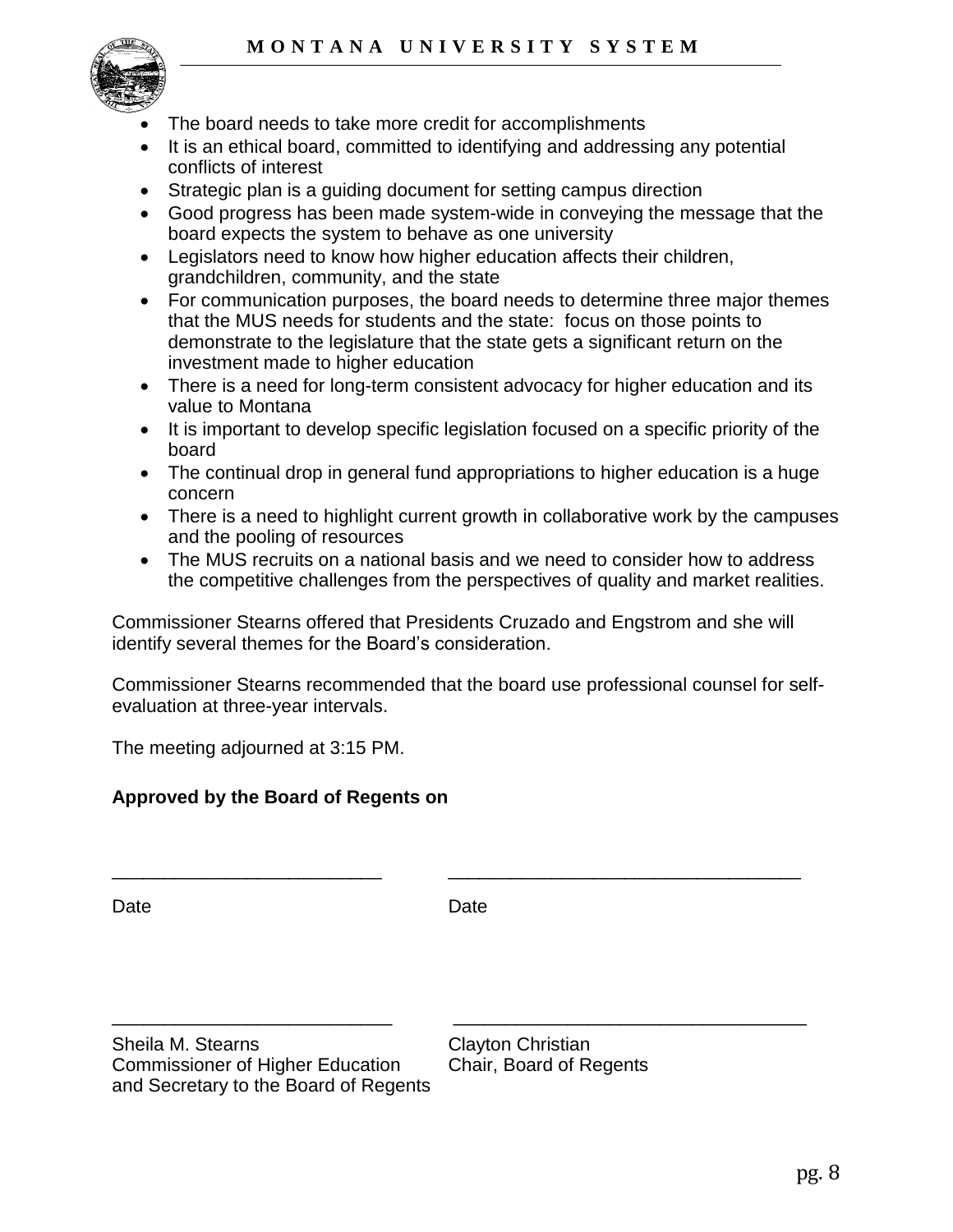- The board needs to take more credit for accomplishments
- It is an ethical board, committed to identifying and addressing any potential conflicts of interest
- Strategic plan is a guiding document for setting campus direction
- Good progress has been made system-wide in conveying the message that the board expects the system to behave as one university
- Legislators need to know how higher education affects their children, grandchildren, community, and the state
- For communication purposes, the board needs to determine three major themes that the MUS needs for students and the state: focus on those points to demonstrate to the legislature that the state gets a significant return on the investment made to higher education
- There is a need for long-term consistent advocacy for higher education and its value to Montana
- It is important to develop specific legislation focused on a specific priority of the board
- The continual drop in general fund appropriations to higher education is a huge concern
- There is a need to highlight current growth in collaborative work by the campuses and the pooling of resources
- The MUS recruits on a national basis and we need to consider how to address the competitive challenges from the perspectives of quality and market realities.

Commissioner Stearns offered that Presidents Cruzado and Engstrom and she will identify several themes for the Board's consideration.

Commissioner Stearns recommended that the board use professional counsel for self-evaluation at three-year intervals.

The meeting adjourned at 3:15 PM.

**Approved by the Board of Regents on**

___________________________ ___________________________

Date Date

___________________________ ___________________________

Sheila M. Stearns
Commissioner of Higher Education
and Secretary to the Board of Regents

Clayton Christian
Chair, Board of Regents